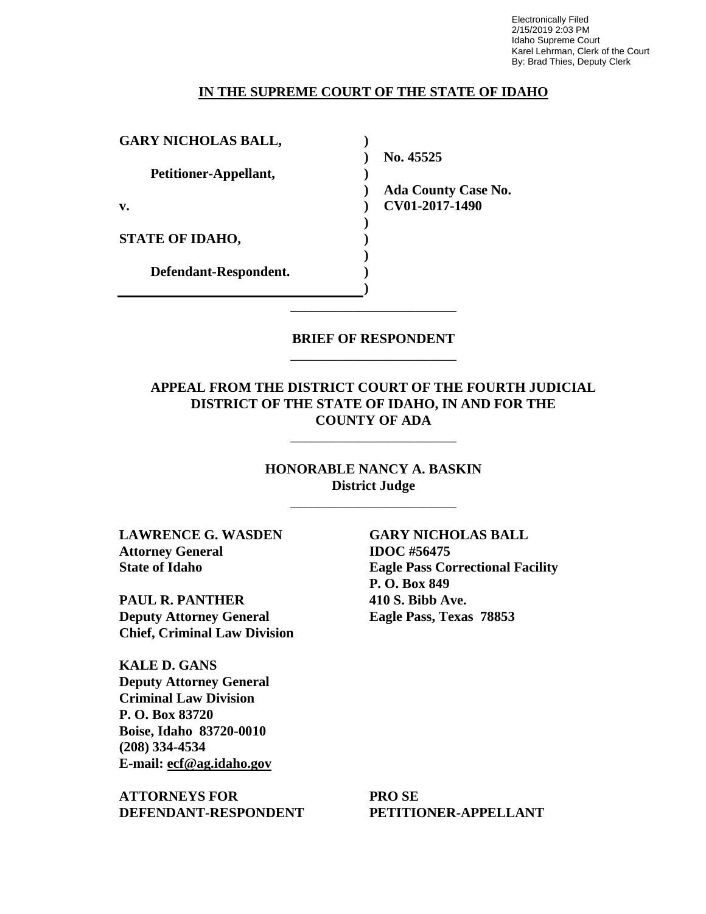Electronically Filed
2/15/2019 2:03 PM
Idaho Supreme Court
Karel Lehrman, Clerk of the Court
By: Brad Thies, Deputy Clerk

**IN THE SUPREME COURT OF THE STATE OF IDAHO**

| | |
|---|---|
| **GARY NICHOLAS BALL,** | |
| **Petitioner-Appellant,** | **No. 45525** |
| **v.** | **Ada County Case No. CV01-2017-1490** |
| **STATE OF IDAHO,** | |
| **Defendant-Respondent.** | |

---

**BRIEF OF RESPONDENT**

---

**APPEAL FROM THE DISTRICT COURT OF THE FOURTH JUDICIAL DISTRICT OF THE STATE OF IDAHO, IN AND FOR THE COUNTY OF ADA**

---

**HONORABLE NANCY A. BASKIN**
**District Judge**

---

**LAWRENCE G. WASDEN**
**Attorney General**
**State of Idaho**

**PAUL R. PANTHER**
**Deputy Attorney General**
**Chief, Criminal Law Division**

**KALE D. GANS**
**Deputy Attorney General**
**Criminal Law Division**
**P. O. Box 83720**
**Boise, Idaho 83720-0010**
**(208) 334-4534**
**E-mail: ecf@ag.idaho.gov**

**ATTORNEYS FOR DEFENDANT-RESPONDENT**

**GARY NICHOLAS BALL**
**IDOC #56475**
**Eagle Pass Correctional Facility**
**P. O. Box 849**
**410 S. Bibb Ave.**
**Eagle Pass, Texas 78853**

**PRO SE PETITIONER-APPELLANT**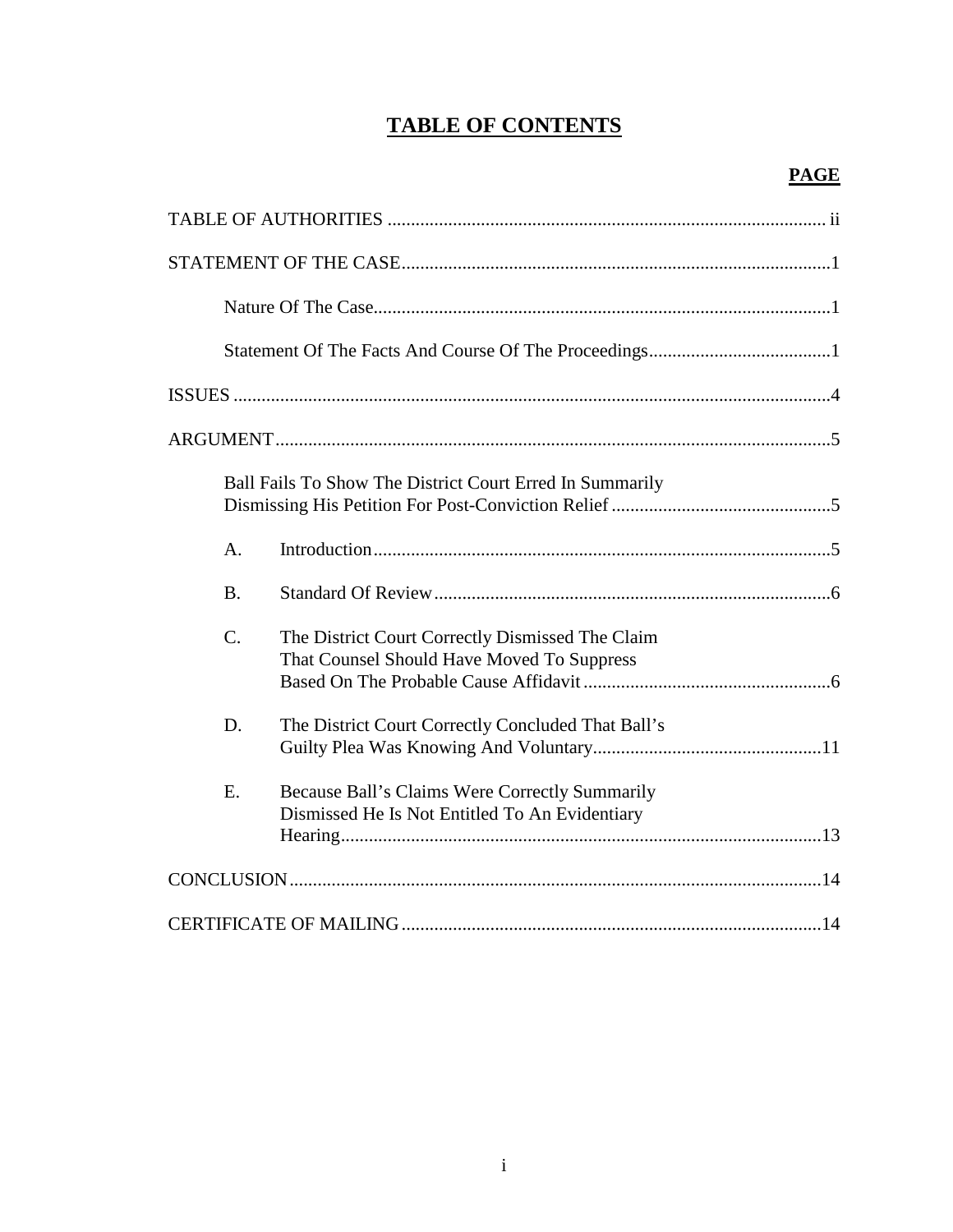# TABLE OF CONTENTS

**PAGE**

TABLE OF AUTHORITIES ............................................................................................ ii

STATEMENT OF THE CASE...........................................................................................1

Nature Of The Case.................................................................................................1

Statement Of The Facts And Course Of The Proceedings.......................................1

ISSUES ..............................................................................................................................4

ARGUMENT.....................................................................................................................5

Ball Fails To Show The District Court Erred In Summarily Dismissing His Petition For Post-Conviction Relief ...............................................5

A. Introduction.................................................................................................5

B. Standard Of Review.....................................................................................6

C. The District Court Correctly Dismissed The Claim That Counsel Should Have Moved To Suppress Based On The Probable Cause Affidavit .....................................................6

D. The District Court Correctly Concluded That Ball's Guilty Plea Was Knowing And Voluntary.................................................11

E. Because Ball's Claims Were Correctly Summarily Dismissed He Is Not Entitled To An Evidentiary Hearing.......................................................................................13

CONCLUSION.................................................................................................................14

CERTIFICATE OF MAILING.........................................................................................14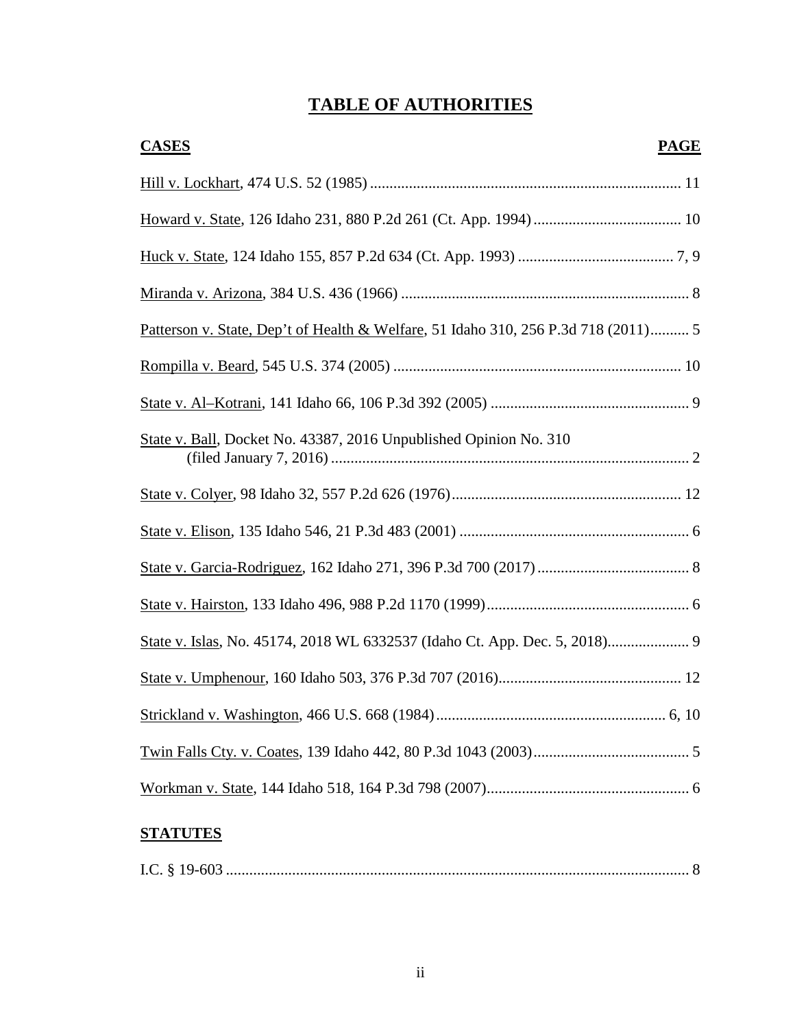# TABLE OF AUTHORITIES

| CASES | PAGE |
|---|---|
| Hill v. Lockhart, 474 U.S. 52 (1985) | 11 |
| Howard v. State, 126 Idaho 231, 880 P.2d 261 (Ct. App. 1994) | 10 |
| Huck v. State, 124 Idaho 155, 857 P.2d 634 (Ct. App. 1993) | 7, 9 |
| Miranda v. Arizona, 384 U.S. 436 (1966) | 8 |
| Patterson v. State, Dep't of Health & Welfare, 51 Idaho 310, 256 P.3d 718 (2011) | 5 |
| Rompilla v. Beard, 545 U.S. 374 (2005) | 10 |
| State v. Al–Kotrani, 141 Idaho 66, 106 P.3d 392 (2005) | 9 |
| State v. Ball, Docket No. 43387, 2016 Unpublished Opinion No. 310 (filed January 7, 2016) | 2 |
| State v. Colyer, 98 Idaho 32, 557 P.2d 626 (1976) | 12 |
| State v. Elison, 135 Idaho 546, 21 P.3d 483 (2001) | 6 |
| State v. Garcia-Rodriguez, 162 Idaho 271, 396 P.3d 700 (2017) | 8 |
| State v. Hairston, 133 Idaho 496, 988 P.2d 1170 (1999) | 6 |
| State v. Islas, No. 45174, 2018 WL 6332537 (Idaho Ct. App. Dec. 5, 2018) | 9 |
| State v. Umphenour, 160 Idaho 503, 376 P.3d 707 (2016) | 12 |
| Strickland v. Washington, 466 U.S. 668 (1984) | 6, 10 |
| Twin Falls Cty. v. Coates, 139 Idaho 442, 80 P.3d 1043 (2003) | 5 |
| Workman v. State, 144 Idaho 518, 164 P.3d 798 (2007) | 6 |

## STATUTES

| | |
|---|---|
| I.C. § 19-603 | 8 |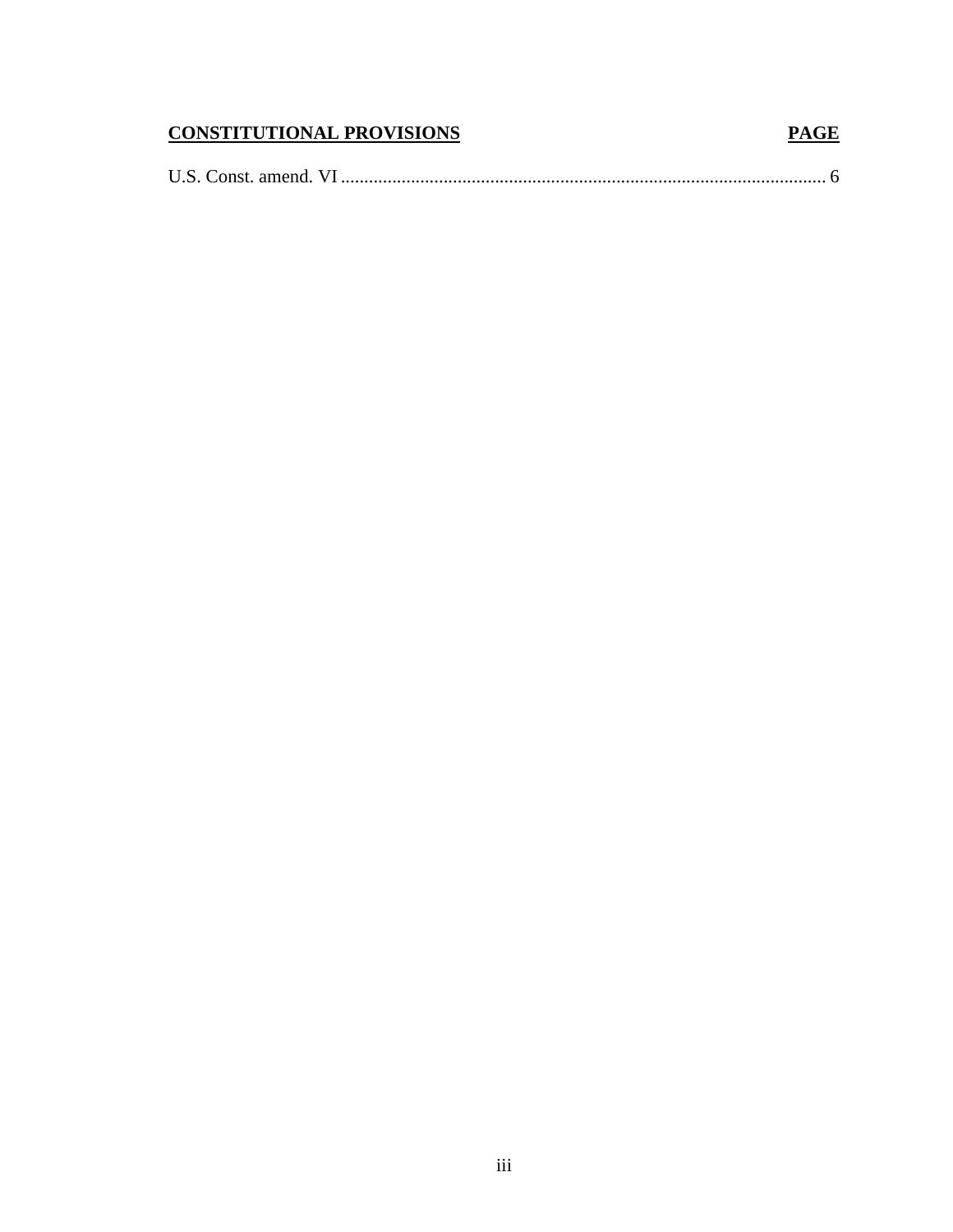| **CONSTITUTIONAL PROVISIONS** | **PAGE** |
| --- | --- |
| U.S. Const. amend. VI | 6 |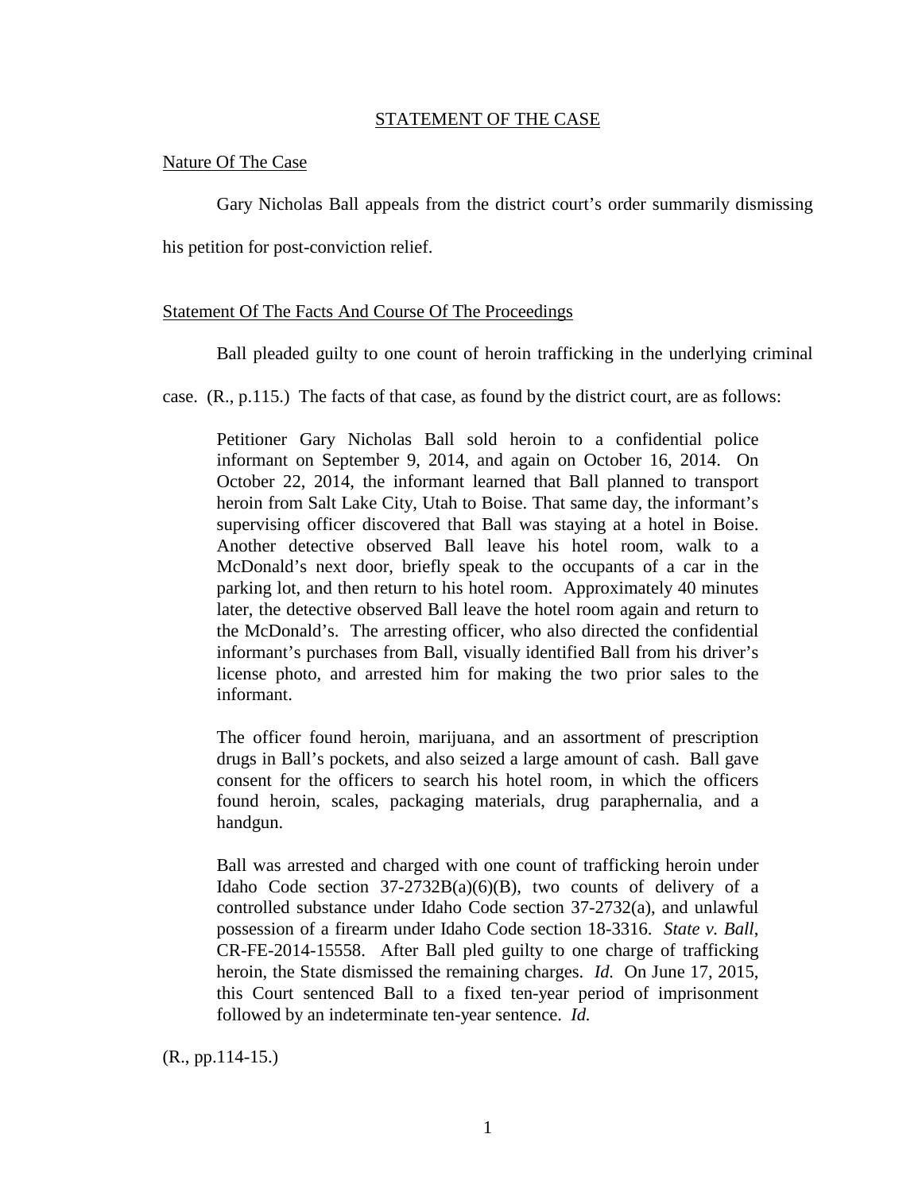## STATEMENT OF THE CASE

### Nature Of The Case

Gary Nicholas Ball appeals from the district court's order summarily dismissing his petition for post-conviction relief.

### Statement Of The Facts And Course Of The Proceedings

Ball pleaded guilty to one count of heroin trafficking in the underlying criminal case. (R., p.115.) The facts of that case, as found by the district court, are as follows:

> Petitioner Gary Nicholas Ball sold heroin to a confidential police informant on September 9, 2014, and again on October 16, 2014. On October 22, 2014, the informant learned that Ball planned to transport heroin from Salt Lake City, Utah to Boise. That same day, the informant's supervising officer discovered that Ball was staying at a hotel in Boise. Another detective observed Ball leave his hotel room, walk to a McDonald's next door, briefly speak to the occupants of a car in the parking lot, and then return to his hotel room. Approximately 40 minutes later, the detective observed Ball leave the hotel room again and return to the McDonald's. The arresting officer, who also directed the confidential informant's purchases from Ball, visually identified Ball from his driver's license photo, and arrested him for making the two prior sales to the informant.
>
> The officer found heroin, marijuana, and an assortment of prescription drugs in Ball's pockets, and also seized a large amount of cash. Ball gave consent for the officers to search his hotel room, in which the officers found heroin, scales, packaging materials, drug paraphernalia, and a handgun.
>
> Ball was arrested and charged with one count of trafficking heroin under Idaho Code section 37-2732B(a)(6)(B), two counts of delivery of a controlled substance under Idaho Code section 37-2732(a), and unlawful possession of a firearm under Idaho Code section 18-3316. *State v. Ball*, CR-FE-2014-15558. After Ball pled guilty to one charge of trafficking heroin, the State dismissed the remaining charges. *Id.* On June 17, 2015, this Court sentenced Ball to a fixed ten-year period of imprisonment followed by an indeterminate ten-year sentence. *Id.*

(R., pp.114-15.)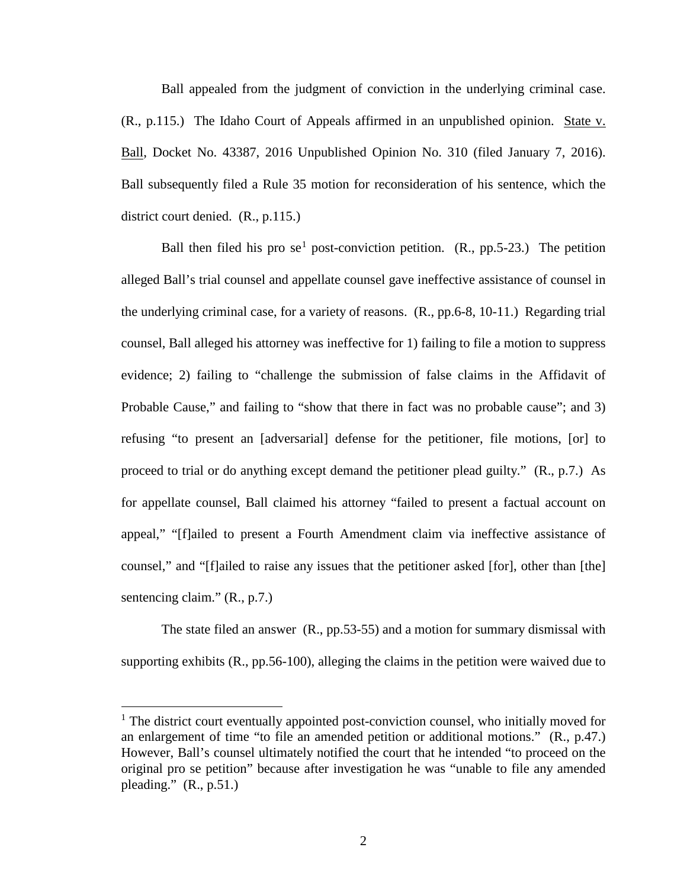Ball appealed from the judgment of conviction in the underlying criminal case. (R., p.115.) The Idaho Court of Appeals affirmed in an unpublished opinion. State v. Ball, Docket No. 43387, 2016 Unpublished Opinion No. 310 (filed January 7, 2016). Ball subsequently filed a Rule 35 motion for reconsideration of his sentence, which the district court denied. (R., p.115.)

Ball then filed his pro se[1] post-conviction petition. (R., pp.5-23.) The petition alleged Ball's trial counsel and appellate counsel gave ineffective assistance of counsel in the underlying criminal case, for a variety of reasons. (R., pp.6-8, 10-11.) Regarding trial counsel, Ball alleged his attorney was ineffective for 1) failing to file a motion to suppress evidence; 2) failing to "challenge the submission of false claims in the Affidavit of Probable Cause," and failing to "show that there in fact was no probable cause"; and 3) refusing "to present an [adversarial] defense for the petitioner, file motions, [or] to proceed to trial or do anything except demand the petitioner plead guilty." (R., p.7.) As for appellate counsel, Ball claimed his attorney "failed to present a factual account on appeal," "[f]ailed to present a Fourth Amendment claim via ineffective assistance of counsel," and "[f]ailed to raise any issues that the petitioner asked [for], other than [the] sentencing claim." (R., p.7.)

The state filed an answer (R., pp.53-55) and a motion for summary dismissal with supporting exhibits (R., pp.56-100), alleging the claims in the petition were waived due to

---

[1] The district court eventually appointed post-conviction counsel, who initially moved for an enlargement of time "to file an amended petition or additional motions." (R., p.47.) However, Ball's counsel ultimately notified the court that he intended "to proceed on the original pro se petition" because after investigation he was "unable to file any amended pleading." (R., p.51.)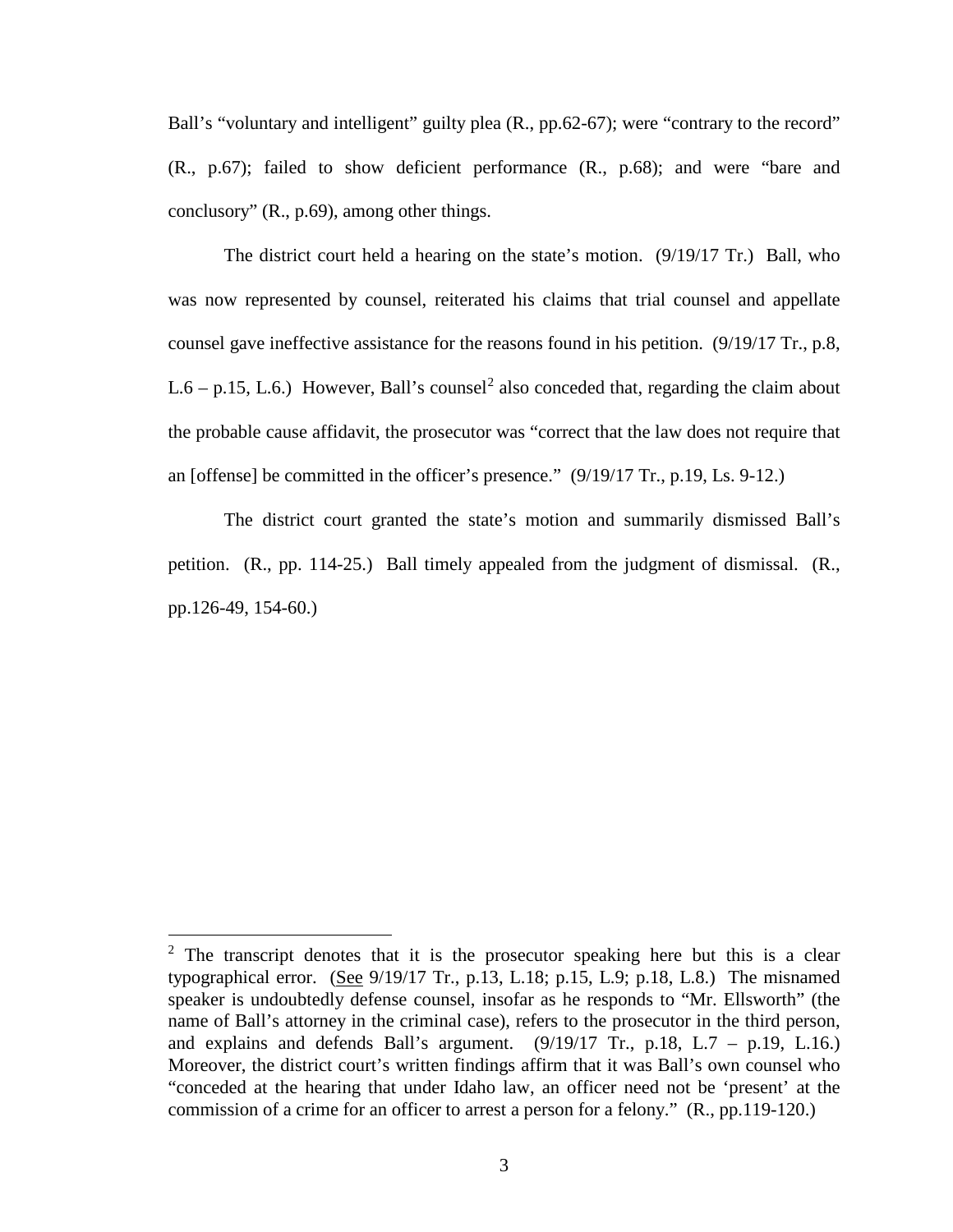Ball's "voluntary and intelligent" guilty plea (R., pp.62-67); were "contrary to the record" (R., p.67); failed to show deficient performance (R., p.68); and were "bare and conclusory" (R., p.69), among other things.

The district court held a hearing on the state's motion. (9/19/17 Tr.) Ball, who was now represented by counsel, reiterated his claims that trial counsel and appellate counsel gave ineffective assistance for the reasons found in his petition. (9/19/17 Tr., p.8, L.6 – p.15, L.6.) However, Ball's counsel[2] also conceded that, regarding the claim about the probable cause affidavit, the prosecutor was "correct that the law does not require that an [offense] be committed in the officer's presence." (9/19/17 Tr., p.19, Ls. 9-12.)

The district court granted the state's motion and summarily dismissed Ball's petition. (R., pp. 114-25.) Ball timely appealed from the judgment of dismissal. (R., pp.126-49, 154-60.)

---

[2] The transcript denotes that it is the prosecutor speaking here but this is a clear typographical error. (See 9/19/17 Tr., p.13, L.18; p.15, L.9; p.18, L.8.) The misnamed speaker is undoubtedly defense counsel, insofar as he responds to "Mr. Ellsworth" (the name of Ball's attorney in the criminal case), refers to the prosecutor in the third person, and explains and defends Ball's argument. (9/19/17 Tr., p.18, L.7 – p.19, L.16.) Moreover, the district court's written findings affirm that it was Ball's own counsel who "conceded at the hearing that under Idaho law, an officer need not be 'present' at the commission of a crime for an officer to arrest a person for a felony." (R., pp.119-120.)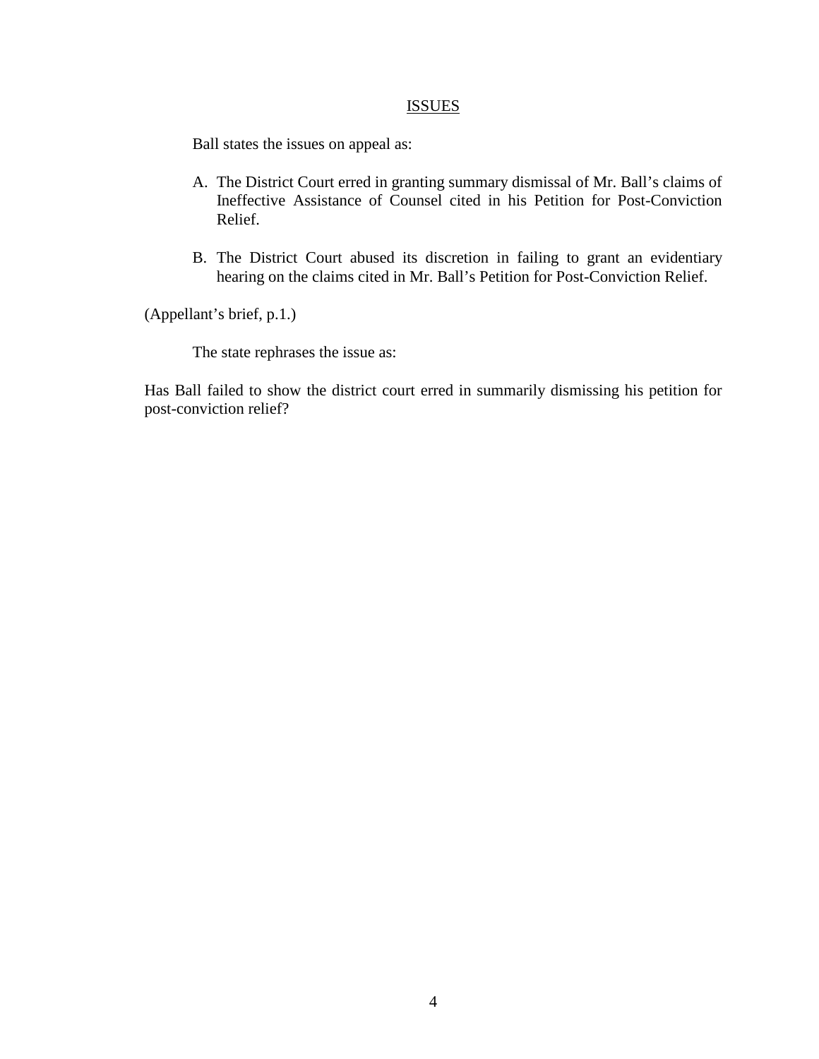## ISSUES

Ball states the issues on appeal as:

A. The District Court erred in granting summary dismissal of Mr. Ball's claims of Ineffective Assistance of Counsel cited in his Petition for Post-Conviction Relief.

B. The District Court abused its discretion in failing to grant an evidentiary hearing on the claims cited in Mr. Ball's Petition for Post-Conviction Relief.

(Appellant's brief, p.1.)

The state rephrases the issue as:

Has Ball failed to show the district court erred in summarily dismissing his petition for post-conviction relief?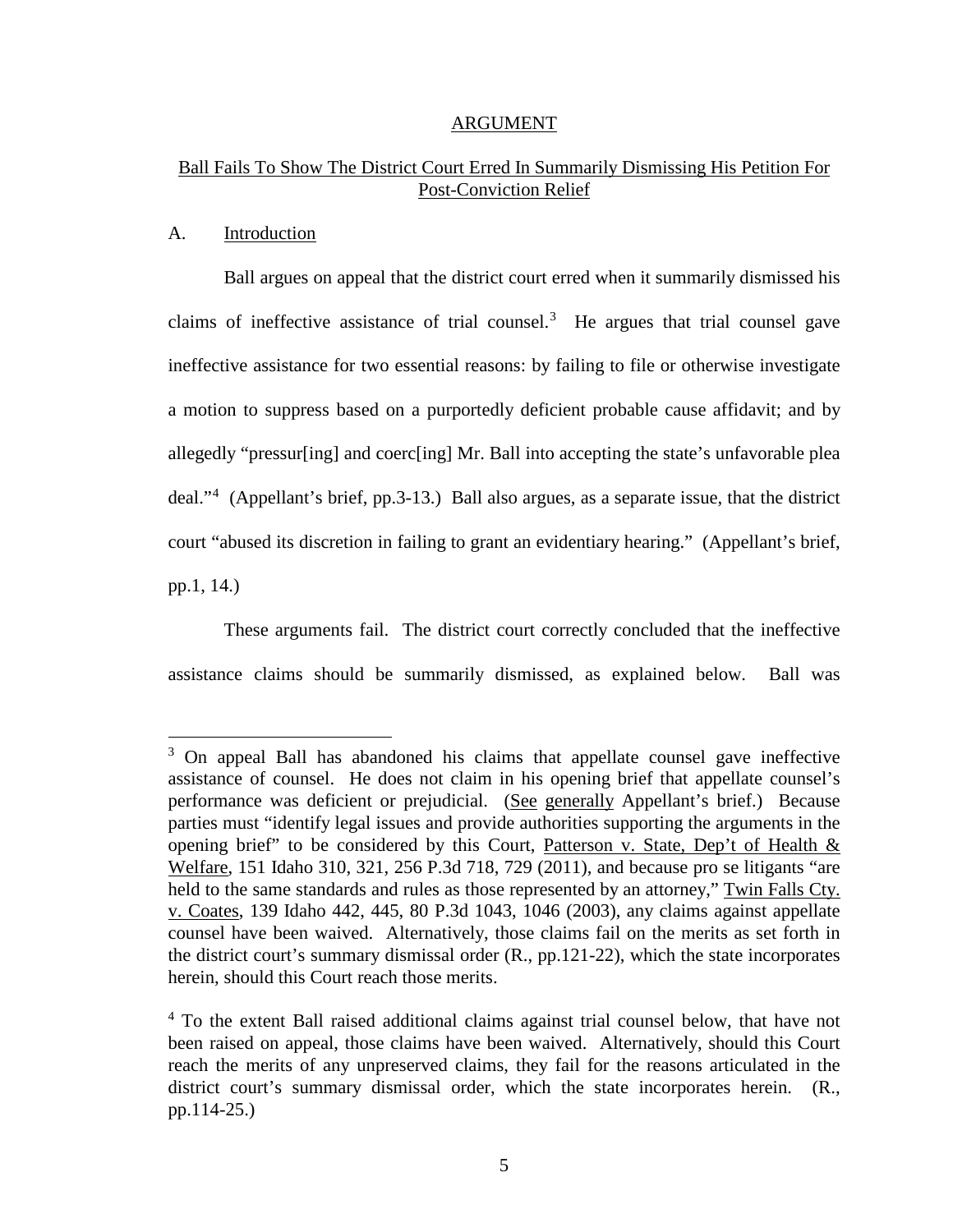## ARGUMENT

### Ball Fails To Show The District Court Erred In Summarily Dismissing His Petition For Post-Conviction Relief

#### A. Introduction

Ball argues on appeal that the district court erred when it summarily dismissed his claims of ineffective assistance of trial counsel.[3] He argues that trial counsel gave ineffective assistance for two essential reasons: by failing to file or otherwise investigate a motion to suppress based on a purportedly deficient probable cause affidavit; and by allegedly "pressur[ing] and coerc[ing] Mr. Ball into accepting the state's unfavorable plea deal."[4] (Appellant's brief, pp.3-13.) Ball also argues, as a separate issue, that the district court "abused its discretion in failing to grant an evidentiary hearing." (Appellant's brief, pp.1, 14.)

These arguments fail. The district court correctly concluded that the ineffective assistance claims should be summarily dismissed, as explained below. Ball was

---

[3] On appeal Ball has abandoned his claims that appellate counsel gave ineffective assistance of counsel. He does not claim in his opening brief that appellate counsel's performance was deficient or prejudicial. (See generally Appellant's brief.) Because parties must "identify legal issues and provide authorities supporting the arguments in the opening brief" to be considered by this Court, Patterson v. State, Dep't of Health & Welfare, 151 Idaho 310, 321, 256 P.3d 718, 729 (2011), and because pro se litigants "are held to the same standards and rules as those represented by an attorney," Twin Falls Cty. v. Coates, 139 Idaho 442, 445, 80 P.3d 1043, 1046 (2003), any claims against appellate counsel have been waived. Alternatively, those claims fail on the merits as set forth in the district court's summary dismissal order (R., pp.121-22), which the state incorporates herein, should this Court reach those merits.

[4] To the extent Ball raised additional claims against trial counsel below, that have not been raised on appeal, those claims have been waived. Alternatively, should this Court reach the merits of any unpreserved claims, they fail for the reasons articulated in the district court's summary dismissal order, which the state incorporates herein. (R., pp.114-25.)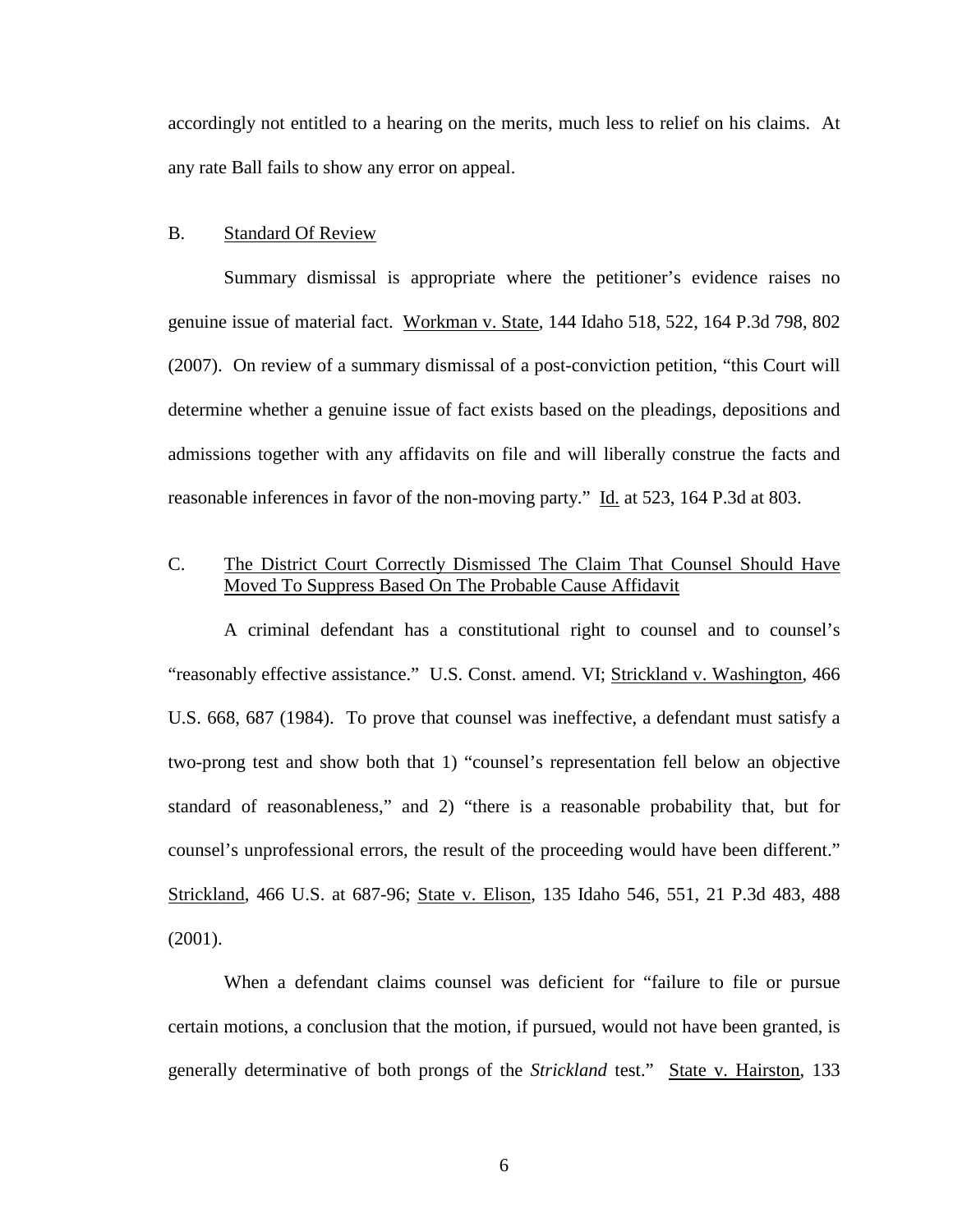accordingly not entitled to a hearing on the merits, much less to relief on his claims. At any rate Ball fails to show any error on appeal.

### B. Standard Of Review

Summary dismissal is appropriate where the petitioner's evidence raises no genuine issue of material fact. Workman v. State, 144 Idaho 518, 522, 164 P.3d 798, 802 (2007). On review of a summary dismissal of a post-conviction petition, "this Court will determine whether a genuine issue of fact exists based on the pleadings, depositions and admissions together with any affidavits on file and will liberally construe the facts and reasonable inferences in favor of the non-moving party." Id. at 523, 164 P.3d at 803.

### C. The District Court Correctly Dismissed The Claim That Counsel Should Have Moved To Suppress Based On The Probable Cause Affidavit

A criminal defendant has a constitutional right to counsel and to counsel's "reasonably effective assistance." U.S. Const. amend. VI; Strickland v. Washington, 466 U.S. 668, 687 (1984). To prove that counsel was ineffective, a defendant must satisfy a two-prong test and show both that 1) "counsel's representation fell below an objective standard of reasonableness," and 2) "there is a reasonable probability that, but for counsel's unprofessional errors, the result of the proceeding would have been different." Strickland, 466 U.S. at 687-96; State v. Elison, 135 Idaho 546, 551, 21 P.3d 483, 488 (2001).

When a defendant claims counsel was deficient for "failure to file or pursue certain motions, a conclusion that the motion, if pursued, would not have been granted, is generally determinative of both prongs of the *Strickland* test." State v. Hairston, 133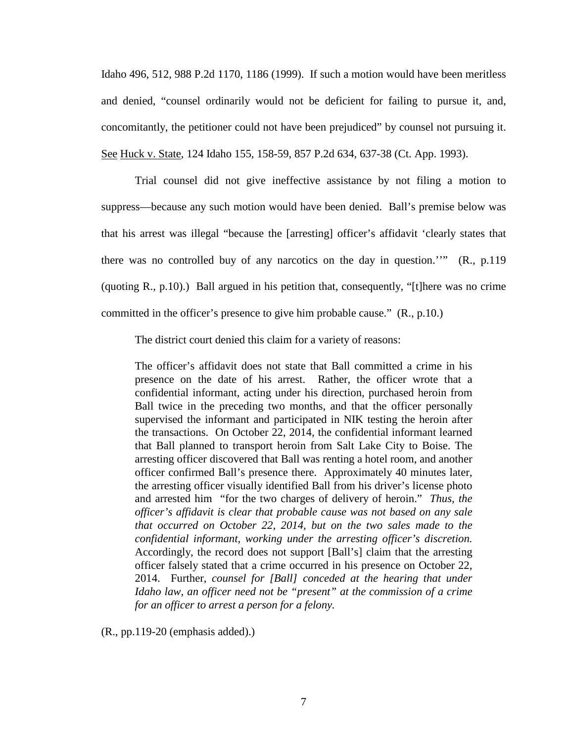Idaho 496, 512, 988 P.2d 1170, 1186 (1999). If such a motion would have been meritless and denied, "counsel ordinarily would not be deficient for failing to pursue it, and, concomitantly, the petitioner could not have been prejudiced" by counsel not pursuing it. See Huck v. State, 124 Idaho 155, 158-59, 857 P.2d 634, 637-38 (Ct. App. 1993).

Trial counsel did not give ineffective assistance by not filing a motion to suppress—because any such motion would have been denied. Ball's premise below was that his arrest was illegal "because the [arresting] officer's affidavit 'clearly states that there was no controlled buy of any narcotics on the day in question.''" (R., p.119 (quoting R., p.10).) Ball argued in his petition that, consequently, "[t]here was no crime committed in the officer's presence to give him probable cause." (R., p.10.)

The district court denied this claim for a variety of reasons:

> The officer's affidavit does not state that Ball committed a crime in his presence on the date of his arrest. Rather, the officer wrote that a confidential informant, acting under his direction, purchased heroin from Ball twice in the preceding two months, and that the officer personally supervised the informant and participated in NIK testing the heroin after the transactions. On October 22, 2014, the confidential informant learned that Ball planned to transport heroin from Salt Lake City to Boise. The arresting officer discovered that Ball was renting a hotel room, and another officer confirmed Ball's presence there. Approximately 40 minutes later, the arresting officer visually identified Ball from his driver's license photo and arrested him "for the two charges of delivery of heroin." *Thus, the officer's affidavit is clear that probable cause was not based on any sale that occurred on October 22, 2014, but on the two sales made to the confidential informant, working under the arresting officer's discretion.* Accordingly, the record does not support [Ball's] claim that the arresting officer falsely stated that a crime occurred in his presence on October 22, 2014. Further, *counsel for [Ball] conceded at the hearing that under Idaho law, an officer need not be "present" at the commission of a crime for an officer to arrest a person for a felony.*

(R., pp.119-20 (emphasis added).)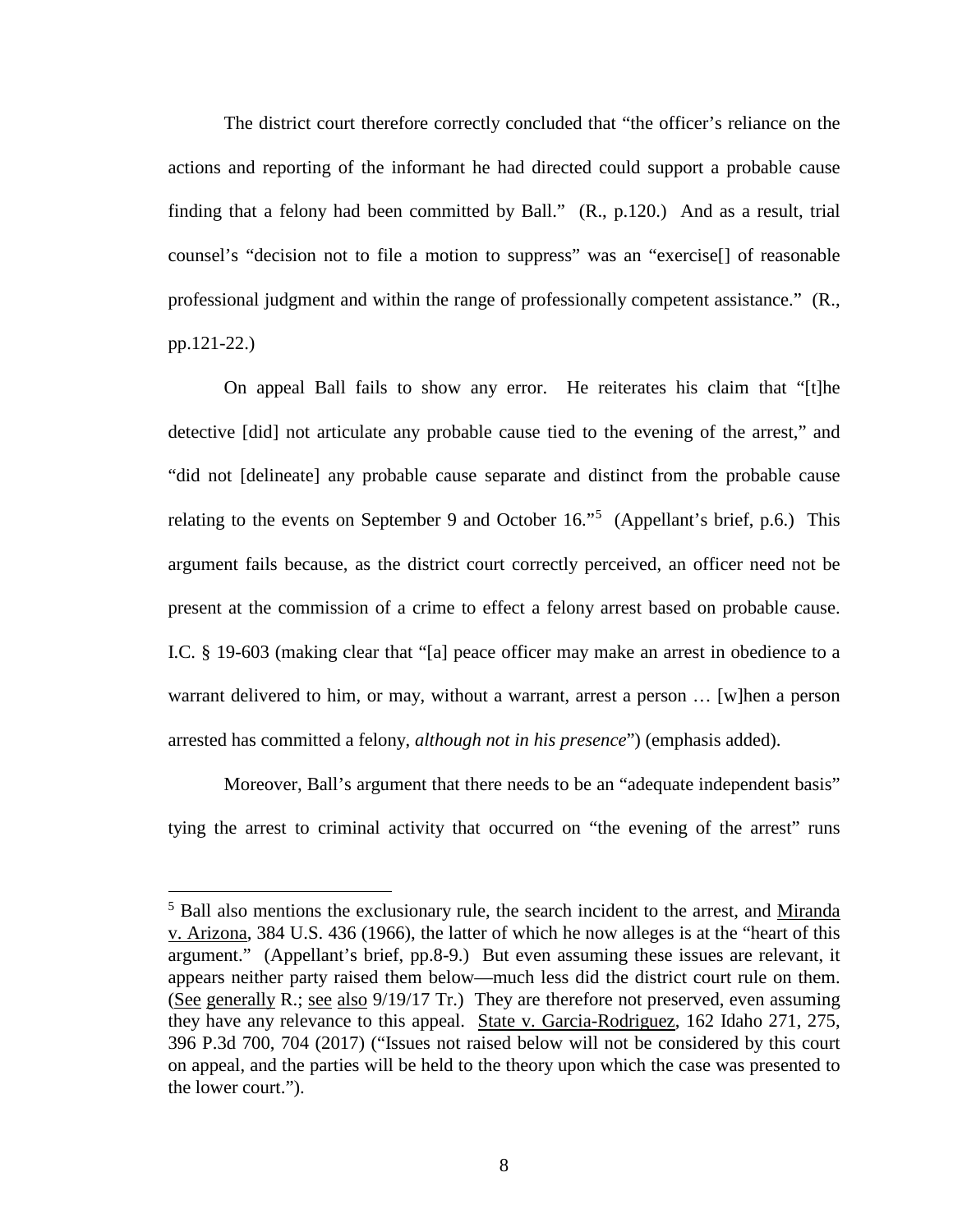The district court therefore correctly concluded that "the officer's reliance on the actions and reporting of the informant he had directed could support a probable cause finding that a felony had been committed by Ball." (R., p.120.) And as a result, trial counsel's "decision not to file a motion to suppress" was an "exercise[] of reasonable professional judgment and within the range of professionally competent assistance." (R., pp.121-22.)

On appeal Ball fails to show any error. He reiterates his claim that "[t]he detective [did] not articulate any probable cause tied to the evening of the arrest," and "did not [delineate] any probable cause separate and distinct from the probable cause relating to the events on September 9 and October 16."[5] (Appellant's brief, p.6.) This argument fails because, as the district court correctly perceived, an officer need not be present at the commission of a crime to effect a felony arrest based on probable cause. I.C. § 19-603 (making clear that "[a] peace officer may make an arrest in obedience to a warrant delivered to him, or may, without a warrant, arrest a person … [w]hen a person arrested has committed a felony, *although not in his presence*") (emphasis added).

Moreover, Ball's argument that there needs to be an "adequate independent basis" tying the arrest to criminal activity that occurred on "the evening of the arrest" runs

---

[5] Ball also mentions the exclusionary rule, the search incident to the arrest, and Miranda v. Arizona, 384 U.S. 436 (1966), the latter of which he now alleges is at the "heart of this argument." (Appellant's brief, pp.8-9.) But even assuming these issues are relevant, it appears neither party raised them below—much less did the district court rule on them. (See generally R.; see also 9/19/17 Tr.) They are therefore not preserved, even assuming they have any relevance to this appeal. State v. Garcia-Rodriguez, 162 Idaho 271, 275, 396 P.3d 700, 704 (2017) ("Issues not raised below will not be considered by this court on appeal, and the parties will be held to the theory upon which the case was presented to the lower court.").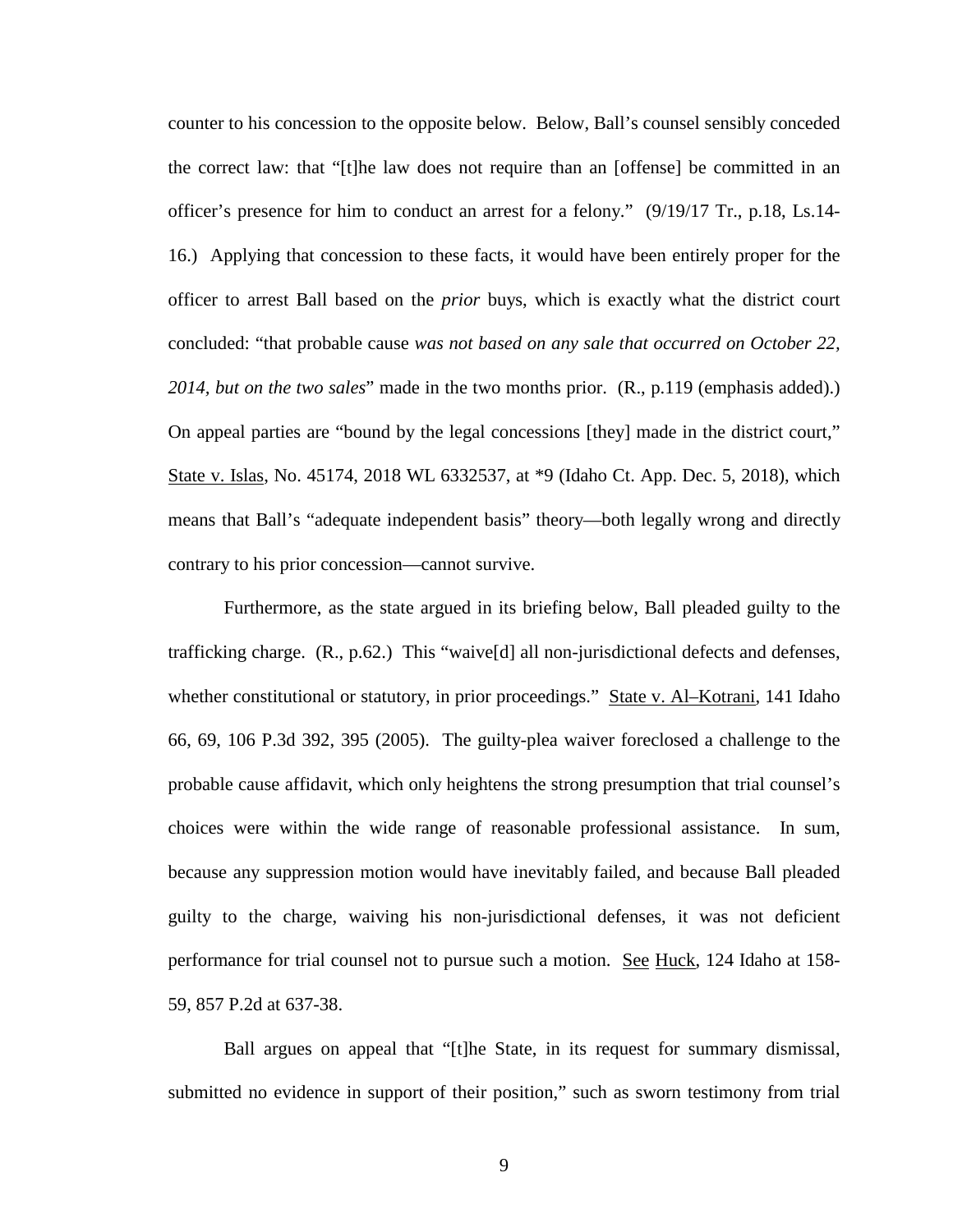counter to his concession to the opposite below. Below, Ball's counsel sensibly conceded the correct law: that "[t]he law does not require than an [offense] be committed in an officer's presence for him to conduct an arrest for a felony." (9/19/17 Tr., p.18, Ls.14-16.) Applying that concession to these facts, it would have been entirely proper for the officer to arrest Ball based on the *prior* buys, which is exactly what the district court concluded: "that probable cause *was not based on any sale that occurred on October 22, 2014, but on the two sales*" made in the two months prior. (R., p.119 (emphasis added).) On appeal parties are "bound by the legal concessions [they] made in the district court," State v. Islas, No. 45174, 2018 WL 6332537, at *9 (Idaho Ct. App. Dec. 5, 2018), which means that Ball's "adequate independent basis" theory—both legally wrong and directly contrary to his prior concession—cannot survive.

Furthermore, as the state argued in its briefing below, Ball pleaded guilty to the trafficking charge. (R., p.62.) This "waive[d] all non-jurisdictional defects and defenses, whether constitutional or statutory, in prior proceedings." State v. Al–Kotrani, 141 Idaho 66, 69, 106 P.3d 392, 395 (2005). The guilty-plea waiver foreclosed a challenge to the probable cause affidavit, which only heightens the strong presumption that trial counsel's choices were within the wide range of reasonable professional assistance. In sum, because any suppression motion would have inevitably failed, and because Ball pleaded guilty to the charge, waiving his non-jurisdictional defenses, it was not deficient performance for trial counsel not to pursue such a motion. See Huck, 124 Idaho at 158-59, 857 P.2d at 637-38.

Ball argues on appeal that "[t]he State, in its request for summary dismissal, submitted no evidence in support of their position," such as sworn testimony from trial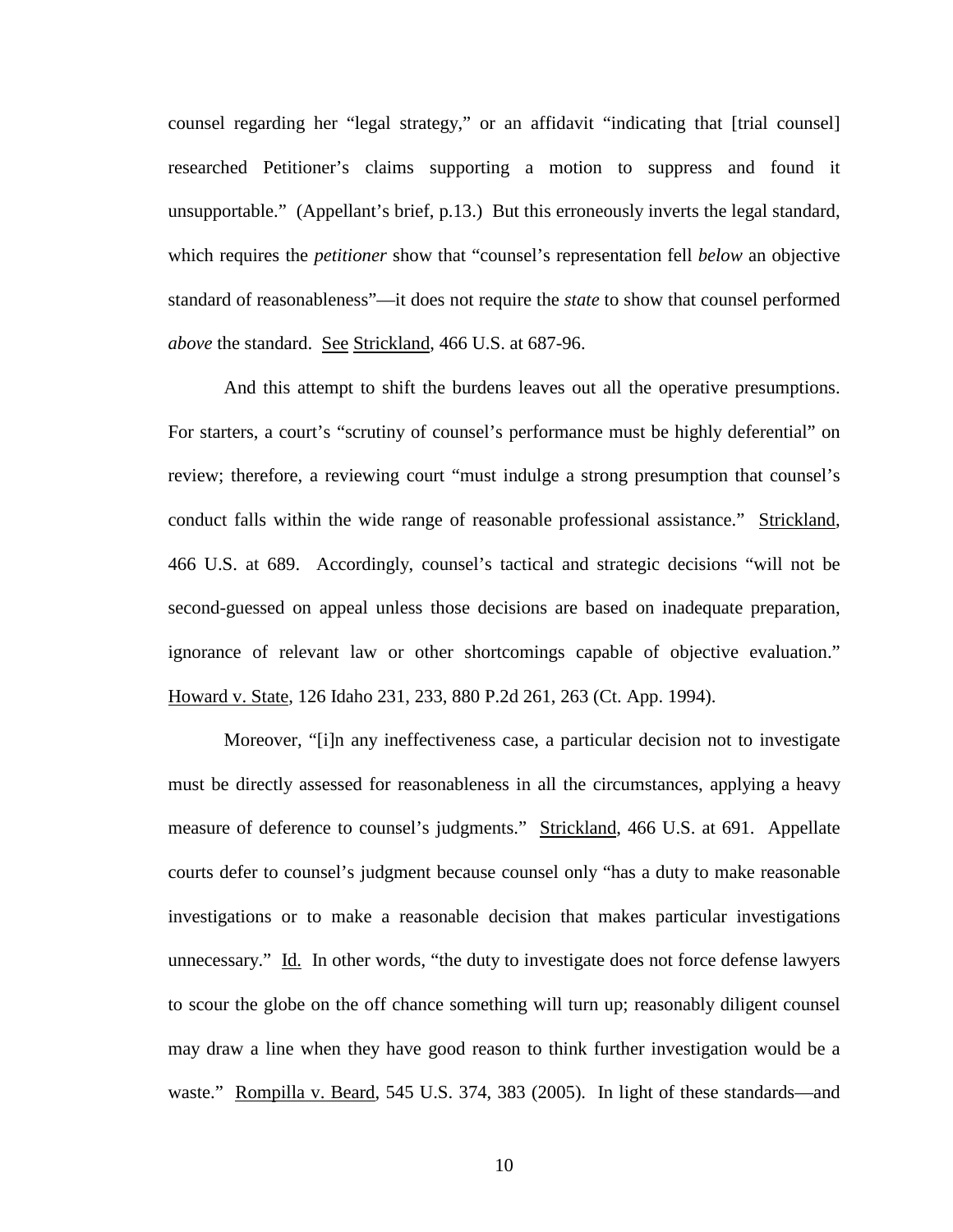counsel regarding her "legal strategy," or an affidavit "indicating that [trial counsel] researched Petitioner's claims supporting a motion to suppress and found it unsupportable." (Appellant's brief, p.13.) But this erroneously inverts the legal standard, which requires the *petitioner* show that "counsel's representation fell *below* an objective standard of reasonableness"—it does not require the *state* to show that counsel performed *above* the standard. See Strickland, 466 U.S. at 687-96.

And this attempt to shift the burdens leaves out all the operative presumptions. For starters, a court's "scrutiny of counsel's performance must be highly deferential" on review; therefore, a reviewing court "must indulge a strong presumption that counsel's conduct falls within the wide range of reasonable professional assistance." Strickland, 466 U.S. at 689. Accordingly, counsel's tactical and strategic decisions "will not be second-guessed on appeal unless those decisions are based on inadequate preparation, ignorance of relevant law or other shortcomings capable of objective evaluation." Howard v. State, 126 Idaho 231, 233, 880 P.2d 261, 263 (Ct. App. 1994).

Moreover, "[i]n any ineffectiveness case, a particular decision not to investigate must be directly assessed for reasonableness in all the circumstances, applying a heavy measure of deference to counsel's judgments." Strickland, 466 U.S. at 691. Appellate courts defer to counsel's judgment because counsel only "has a duty to make reasonable investigations or to make a reasonable decision that makes particular investigations unnecessary." Id. In other words, "the duty to investigate does not force defense lawyers to scour the globe on the off chance something will turn up; reasonably diligent counsel may draw a line when they have good reason to think further investigation would be a waste." Rompilla v. Beard, 545 U.S. 374, 383 (2005). In light of these standards—and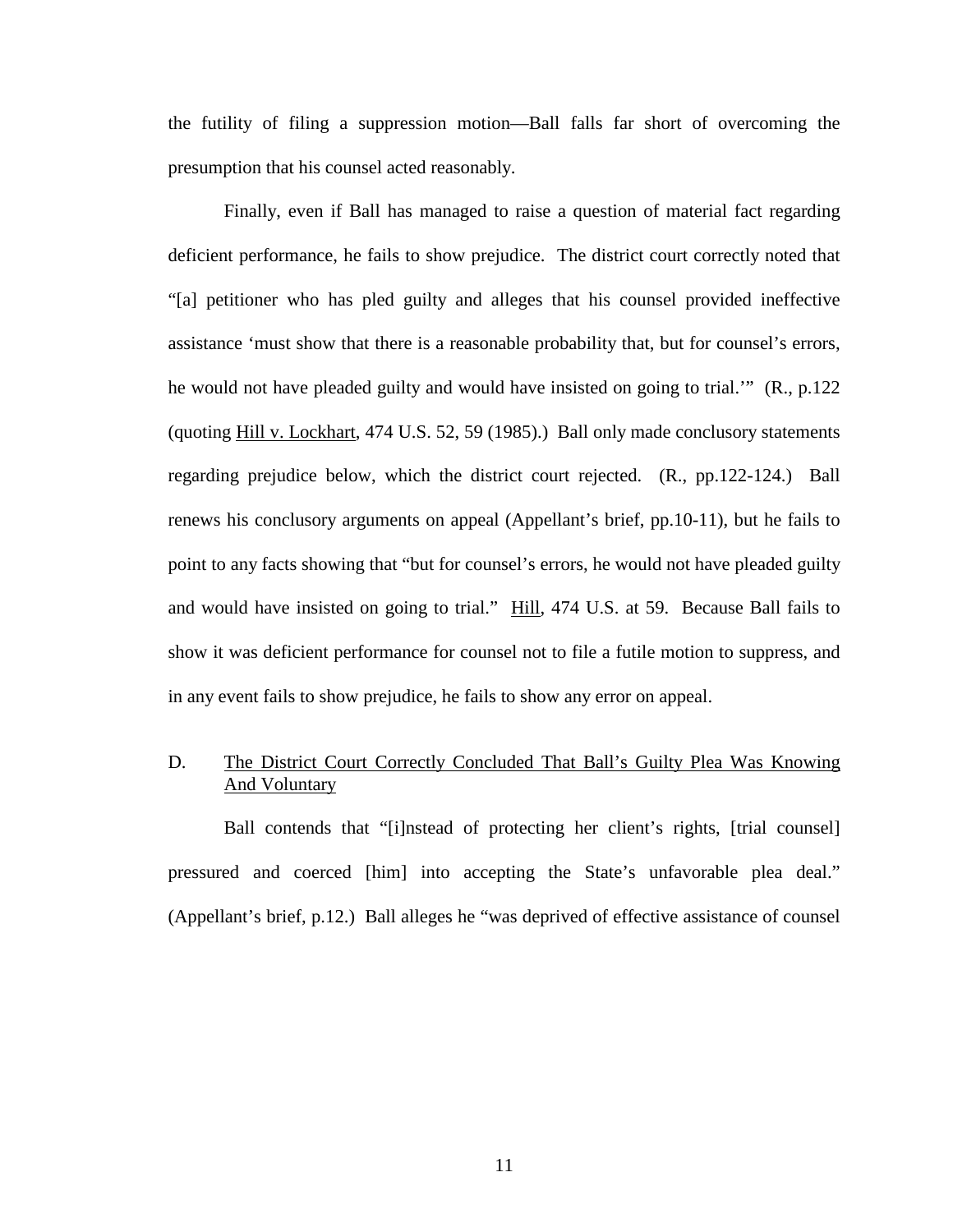the futility of filing a suppression motion—Ball falls far short of overcoming the presumption that his counsel acted reasonably.

Finally, even if Ball has managed to raise a question of material fact regarding deficient performance, he fails to show prejudice. The district court correctly noted that "[a] petitioner who has pled guilty and alleges that his counsel provided ineffective assistance 'must show that there is a reasonable probability that, but for counsel's errors, he would not have pleaded guilty and would have insisted on going to trial.'" (R., p.122 (quoting Hill v. Lockhart, 474 U.S. 52, 59 (1985).) Ball only made conclusory statements regarding prejudice below, which the district court rejected. (R., pp.122-124.) Ball renews his conclusory arguments on appeal (Appellant's brief, pp.10-11), but he fails to point to any facts showing that "but for counsel's errors, he would not have pleaded guilty and would have insisted on going to trial." Hill, 474 U.S. at 59. Because Ball fails to show it was deficient performance for counsel not to file a futile motion to suppress, and in any event fails to show prejudice, he fails to show any error on appeal.

### D. The District Court Correctly Concluded That Ball's Guilty Plea Was Knowing And Voluntary

Ball contends that "[i]nstead of protecting her client's rights, [trial counsel] pressured and coerced [him] into accepting the State's unfavorable plea deal." (Appellant's brief, p.12.) Ball alleges he "was deprived of effective assistance of counsel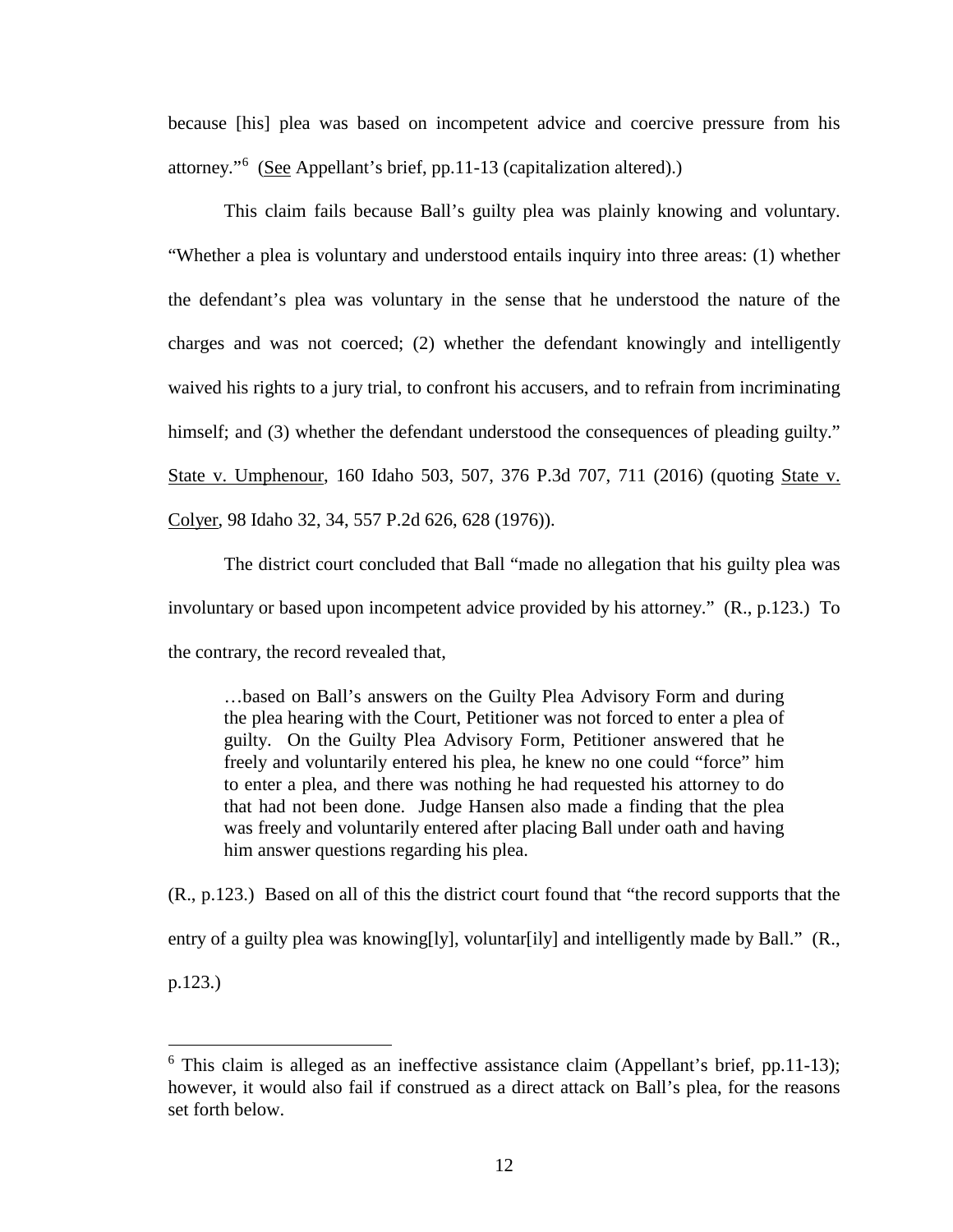because [his] plea was based on incompetent advice and coercive pressure from his attorney."[6] (See Appellant's brief, pp.11-13 (capitalization altered).)

This claim fails because Ball's guilty plea was plainly knowing and voluntary. "Whether a plea is voluntary and understood entails inquiry into three areas: (1) whether the defendant's plea was voluntary in the sense that he understood the nature of the charges and was not coerced; (2) whether the defendant knowingly and intelligently waived his rights to a jury trial, to confront his accusers, and to refrain from incriminating himself; and (3) whether the defendant understood the consequences of pleading guilty." State v. Umphenour, 160 Idaho 503, 507, 376 P.3d 707, 711 (2016) (quoting State v. Colyer, 98 Idaho 32, 34, 557 P.2d 626, 628 (1976)).

The district court concluded that Ball "made no allegation that his guilty plea was involuntary or based upon incompetent advice provided by his attorney." (R., p.123.) To the contrary, the record revealed that,

> …based on Ball's answers on the Guilty Plea Advisory Form and during the plea hearing with the Court, Petitioner was not forced to enter a plea of guilty. On the Guilty Plea Advisory Form, Petitioner answered that he freely and voluntarily entered his plea, he knew no one could "force" him to enter a plea, and there was nothing he had requested his attorney to do that had not been done. Judge Hansen also made a finding that the plea was freely and voluntarily entered after placing Ball under oath and having him answer questions regarding his plea.

(R., p.123.) Based on all of this the district court found that "the record supports that the entry of a guilty plea was knowing[ly], voluntar[ily] and intelligently made by Ball." (R., p.123.)

[6] This claim is alleged as an ineffective assistance claim (Appellant's brief, pp.11-13); however, it would also fail if construed as a direct attack on Ball's plea, for the reasons set forth below.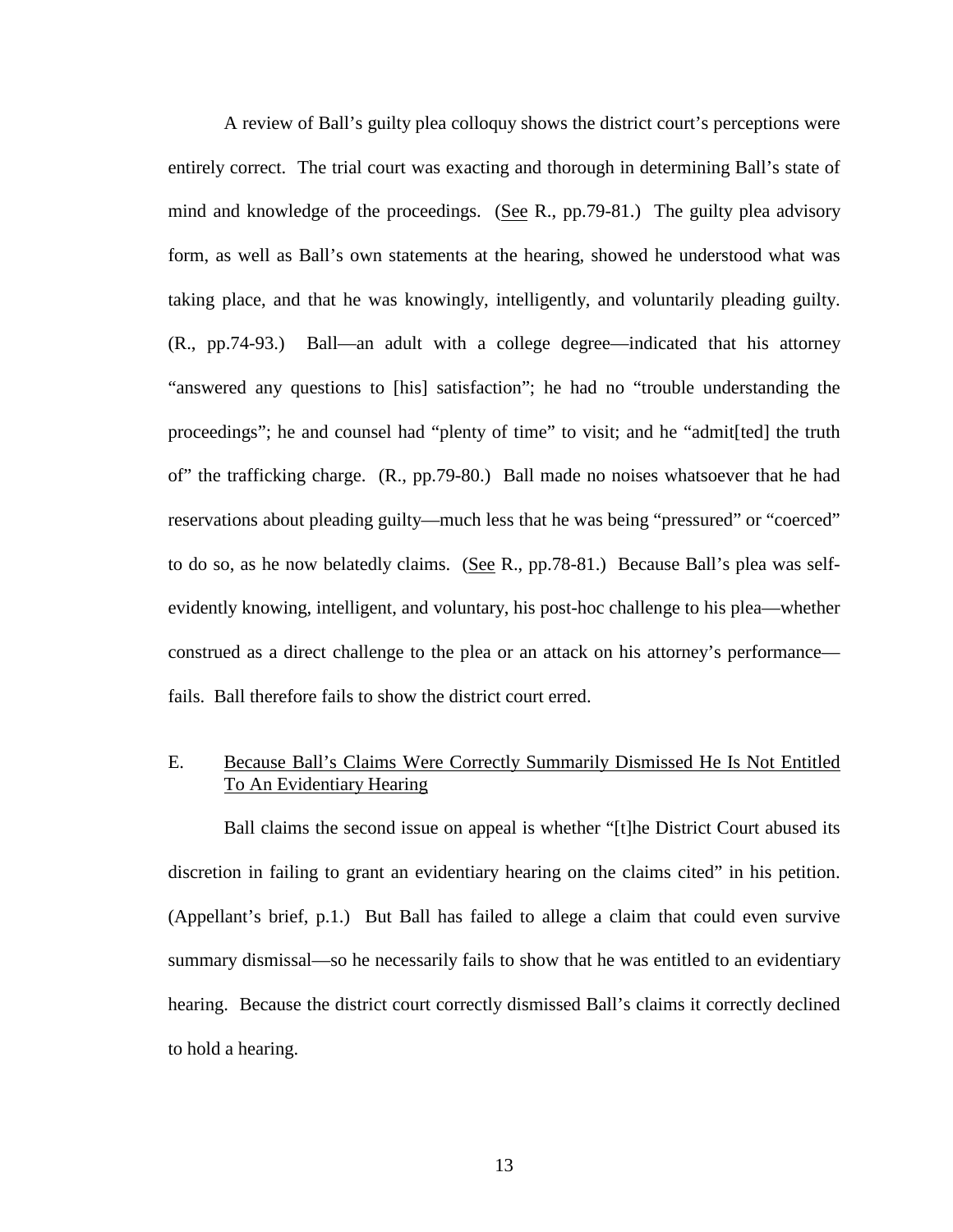A review of Ball's guilty plea colloquy shows the district court's perceptions were entirely correct. The trial court was exacting and thorough in determining Ball's state of mind and knowledge of the proceedings. (See R., pp.79-81.) The guilty plea advisory form, as well as Ball's own statements at the hearing, showed he understood what was taking place, and that he was knowingly, intelligently, and voluntarily pleading guilty. (R., pp.74-93.) Ball—an adult with a college degree—indicated that his attorney "answered any questions to [his] satisfaction"; he had no "trouble understanding the proceedings"; he and counsel had "plenty of time" to visit; and he "admit[ted] the truth of" the trafficking charge. (R., pp.79-80.) Ball made no noises whatsoever that he had reservations about pleading guilty—much less that he was being "pressured" or "coerced" to do so, as he now belatedly claims. (See R., pp.78-81.) Because Ball's plea was self-evidently knowing, intelligent, and voluntary, his post-hoc challenge to his plea—whether construed as a direct challenge to the plea or an attack on his attorney's performance—fails. Ball therefore fails to show the district court erred.

## E. Because Ball's Claims Were Correctly Summarily Dismissed He Is Not Entitled To An Evidentiary Hearing

Ball claims the second issue on appeal is whether "[t]he District Court abused its discretion in failing to grant an evidentiary hearing on the claims cited" in his petition. (Appellant's brief, p.1.) But Ball has failed to allege a claim that could even survive summary dismissal—so he necessarily fails to show that he was entitled to an evidentiary hearing. Because the district court correctly dismissed Ball's claims it correctly declined to hold a hearing.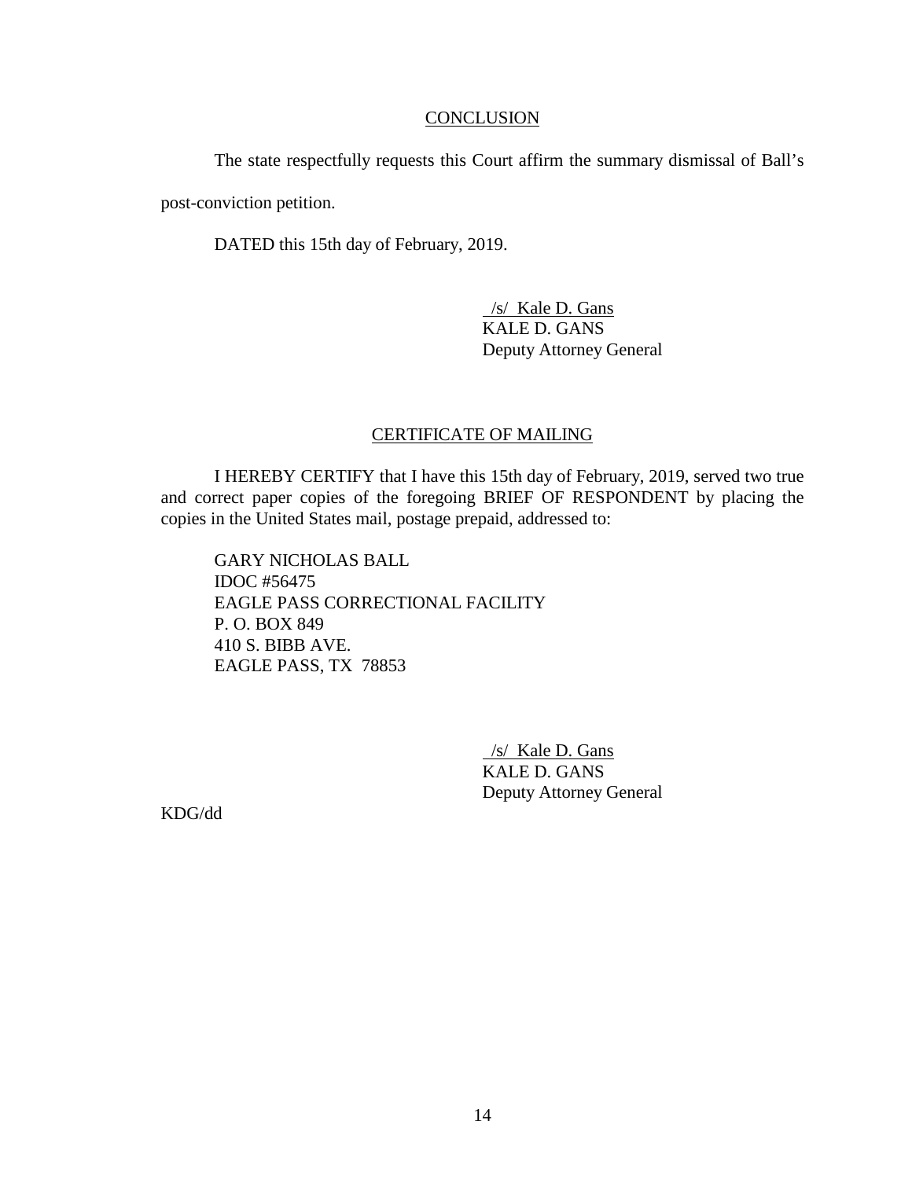## CONCLUSION

The state respectfully requests this Court affirm the summary dismissal of Ball's post-conviction petition.

DATED this 15th day of February, 2019.

/s/ Kale D. Gans
KALE D. GANS
Deputy Attorney General

## CERTIFICATE OF MAILING

I HEREBY CERTIFY that I have this 15th day of February, 2019, served two true and correct paper copies of the foregoing BRIEF OF RESPONDENT by placing the copies in the United States mail, postage prepaid, addressed to:

GARY NICHOLAS BALL
IDOC #56475
EAGLE PASS CORRECTIONAL FACILITY
P. O. BOX 849
410 S. BIBB AVE.
EAGLE PASS, TX 78853

/s/ Kale D. Gans
KALE D. GANS
Deputy Attorney General

KDG/dd